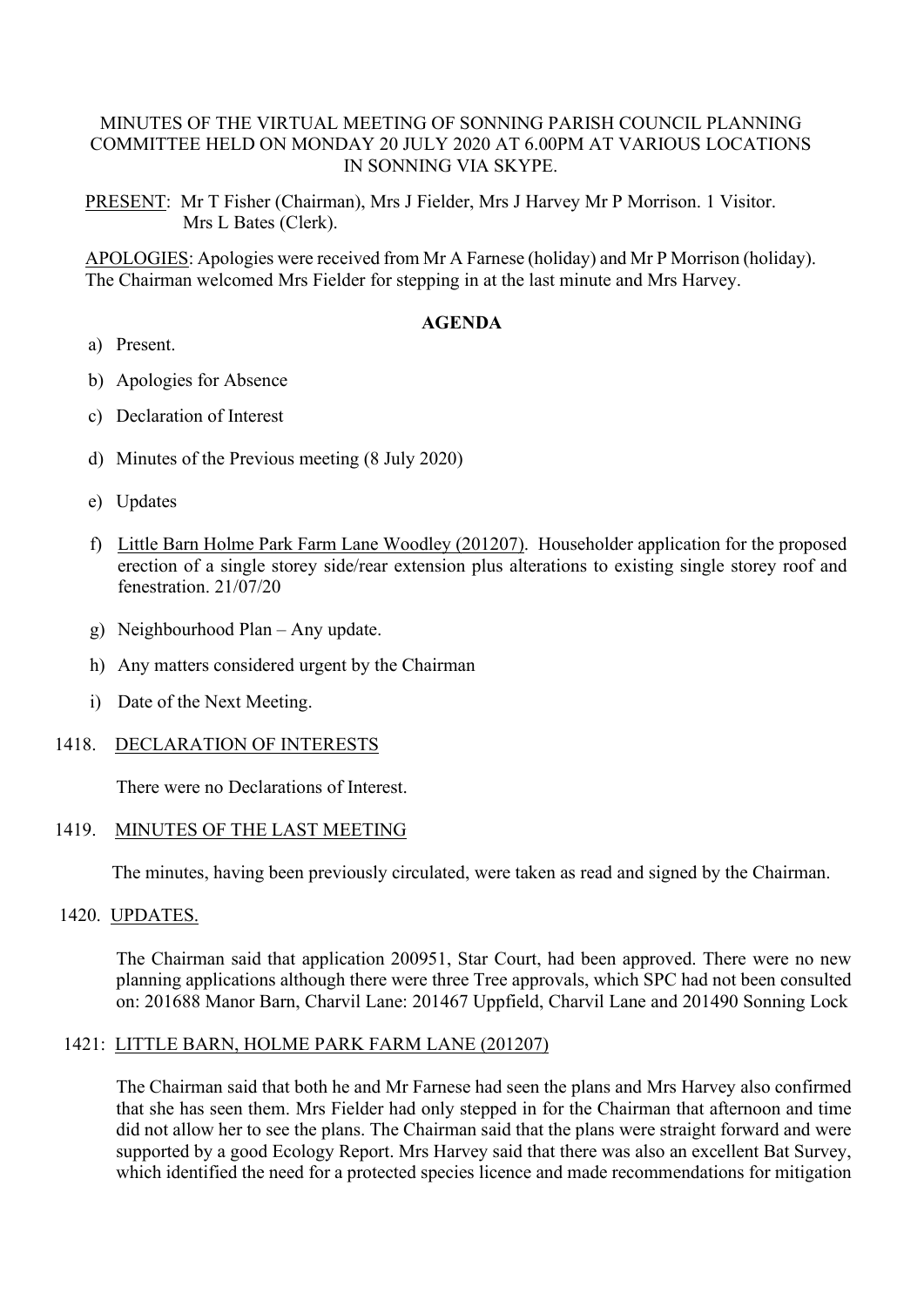MINUTES OF THE VIRTUAL MEETING OF SONNING PARISH COUNCIL PLANNING COMMITTEE HELD ON MONDAY 20 JULY 2020 AT 6.00PM AT VARIOUS LOCATIONS IN SONNING VIA SKYPE.

PRESENT: Mr T Fisher (Chairman), Mrs J Fielder, Mrs J Harvey Mr P Morrison. 1 Visitor. Mrs L Bates (Clerk).

APOLOGIES: Apologies were received from Mr A Farnese (holiday) and Mr P Morrison (holiday). The Chairman welcomed Mrs Fielder for stepping in at the last minute and Mrs Harvey.

**AGENDA**

a) Present.

b) Apologies for Absence

c) Declaration of Interest

d) Minutes of the Previous meeting (8 July 2020)

e) Updates

f) Little Barn Holme Park Farm Lane Woodley (201207). Householder application for the proposed erection of a single storey side/rear extension plus alterations to existing single storey roof and fenestration. 21/07/20

g) Neighbourhood Plan – Any update.

h) Any matters considered urgent by the Chairman

i) Date of the Next Meeting.

1418. DECLARATION OF INTERESTS

There were no Declarations of Interest.

1419. MINUTES OF THE LAST MEETING

The minutes, having been previously circulated, were taken as read and signed by the Chairman.

1420. UPDATES.

The Chairman said that application 200951, Star Court, had been approved. There were no new planning applications although there were three Tree approvals, which SPC had not been consulted on: 201688 Manor Barn, Charvil Lane: 201467 Uppfield, Charvil Lane and 201490 Sonning Lock

1421: LITTLE BARN, HOLME PARK FARM LANE (201207)

The Chairman said that both he and Mr Farnese had seen the plans and Mrs Harvey also confirmed that she has seen them. Mrs Fielder had only stepped in for the Chairman that afternoon and time did not allow her to see the plans. The Chairman said that the plans were straight forward and were supported by a good Ecology Report. Mrs Harvey said that there was also an excellent Bat Survey, which identified the need for a protected species licence and made recommendations for mitigation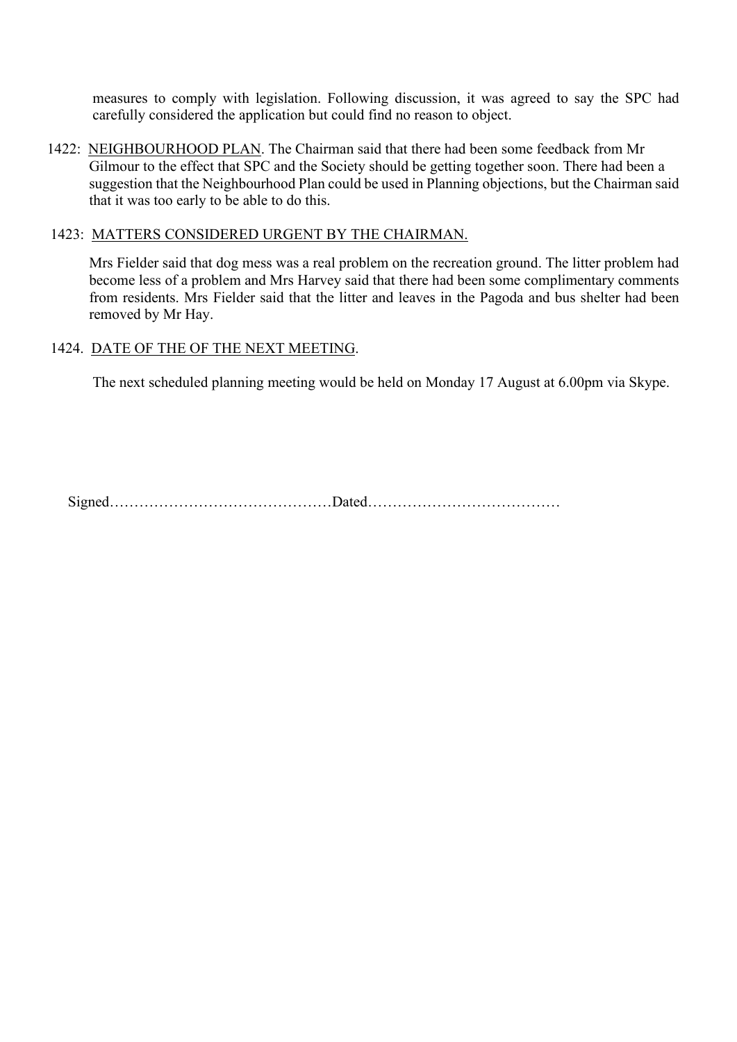measures to comply with legislation. Following discussion, it was agreed to say the SPC had carefully considered the application but could find no reason to object.

1422: <u>NEIGHBOURHOOD PLAN</u>. The Chairman said that there had been some feedback from Mr Gilmour to the effect that SPC and the Society should be getting together soon. There had been a suggestion that the Neighbourhood Plan could be used in Planning objections, but the Chairman said that it was too early to be able to do this.

1423: <u>MATTERS CONSIDERED URGENT BY THE CHAIRMAN.</u>

Mrs Fielder said that dog mess was a real problem on the recreation ground. The litter problem had become less of a problem and Mrs Harvey said that there had been some complimentary comments from residents. Mrs Fielder said that the litter and leaves in the Pagoda and bus shelter had been removed by Mr Hay.

1424. <u>DATE OF THE OF THE NEXT MEETING</u>.

The next scheduled planning meeting would be held on Monday 17 August at 6.00pm via Skype.

Signed………………………………………Dated…………………………………